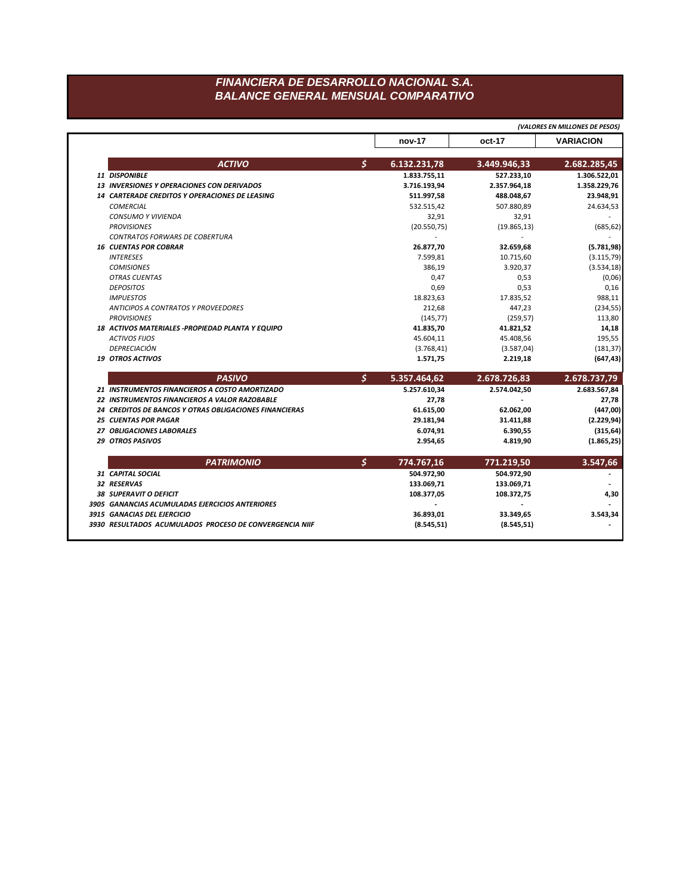# FINANCIERA DE DESARROLLO NACIONAL S.A.
## BALANCE GENERAL MENSUAL COMPARATIVO

*(VALORES EN MILLONES DE PESOS)*

| | | nov-17 | oct-17 | VARIACION |
|---|---|---|---|---|
| **ACTIVO** | **$** | **6.132.231,78** | **3.449.946,33** | **2.682.285,45** |
| **11 DISPONIBLE** | | **1.833.755,11** | **527.233,10** | **1.306.522,01** |
| **13 INVERSIONES Y OPERACIONES CON DERIVADOS** | | **3.716.193,94** | **2.357.964,18** | **1.358.229,76** |
| **14 CARTERADE CREDITOS Y OPERACIONES DE LEASING** | | **511.997,58** | **488.048,67** | **23.948,91** |
| *COMERCIAL* | | 532.515,42 | 507.880,89 | 24.634,53 |
| *CONSUMO Y VIVIENDA* | | 32,91 | 32,91 | - |
| *PROVISIONES* | | (20.550,75) | (19.865,13) | (685,62) |
| *CONTRATOS FORWARS DE COBERTURA* | | - | - | - |
| **16 CUENTAS POR COBRAR** | | **26.877,70** | **32.659,68** | **(5.781,98)** |
| *INTERESES* | | 7.599,81 | 10.715,60 | (3.115,79) |
| *COMISIONES* | | 386,19 | 3.920,37 | (3.534,18) |
| *OTRAS CUENTAS* | | 0,47 | 0,53 | (0,06) |
| *DEPOSITOS* | | 0,69 | 0,53 | 0,16 |
| *IMPUESTOS* | | 18.823,63 | 17.835,52 | 988,11 |
| *ANTICIPOS A CONTRATOS Y PROVEEDORES* | | 212,68 | 447,23 | (234,55) |
| *PROVISIONES* | | (145,77) | (259,57) | 113,80 |
| **18 ACTIVOS MATERIALES -PROPIEDAD PLANTA Y EQUIPO** | | **41.835,70** | **41.821,52** | **14,18** |
| *ACTIVOS FIJOS* | | 45.604,11 | 45.408,56 | 195,55 |
| *DEPRECIACIÓN* | | (3.768,41) | (3.587,04) | (181,37) |
| **19 OTROS ACTIVOS** | | **1.571,75** | **2.219,18** | **(647,43)** |
| **PASIVO** | **$** | **5.357.464,62** | **2.678.726,83** | **2.678.737,79** |
| **21 INSTRUMENTOS FINANCIEROS A COSTO AMORTIZADO** | | **5.257.610,34** | **2.574.042,50** | **2.683.567,84** |
| **22 INSTRUMENTOS FINANCIEROS A VALOR RAZOBABLE** | | **27,78** | **-** | **27,78** |
| **24 CREDITOS DE BANCOS Y OTRAS OBLIGACIONES FINANCIERAS** | | **61.615,00** | **62.062,00** | **(447,00)** |
| **25 CUENTAS POR PAGAR** | | **29.181,94** | **31.411,88** | **(2.229,94)** |
| **27 OBLIGACIONES LABORALES** | | **6.074,91** | **6.390,55** | **(315,64)** |
| **29 OTROS PASIVOS** | | **2.954,65** | **4.819,90** | **(1.865,25)** |
| **PATRIMONIO** | **$** | **774.767,16** | **771.219,50** | **3.547,66** |
| **31 CAPITAL SOCIAL** | | **504.972,90** | **504.972,90** | **-** |
| **32 RESERVAS** | | **133.069,71** | **133.069,71** | **-** |
| **38 SUPERAVIT O DEFICIT** | | **108.377,05** | **108.372,75** | **4,30** |
| **3905 GANANCIAS ACUMULADAS EJERCICIOS ANTERIORES** | | **-** | **-** | **-** |
| **3915 GANACIAS DEL EJERCICIO** | | **36.893,01** | **33.349,65** | **3.543,34** |
| **3930 RESULTADOS ACUMULADOS PROCESO DE CONVERGENCIA NIIF** | | **(8.545,51)** | **(8.545,51)** | **-** |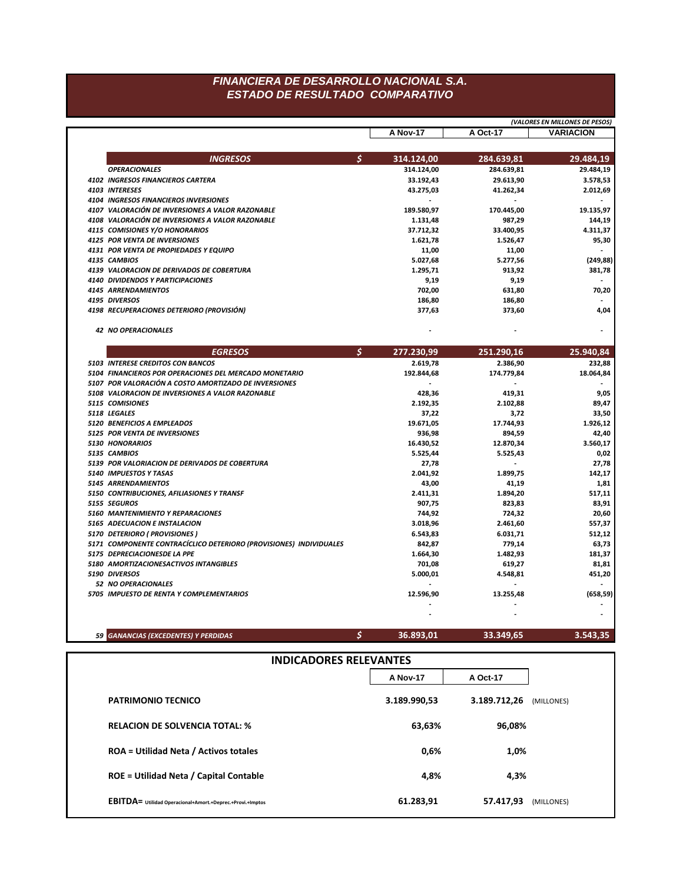# FINANCIERA DE DESARROLLO NACIONAL S.A.
## ESTADO DE RESULTADO COMPARATIVO

*(VALORES EN MILLONES DE PESOS)*

| | | A Nov-17 | A Oct-17 | VARIACION |
|---|---|---|---|---|
| **INGRESOS** | $ | **314.124,00** | **284.639,81** | **29.484,19** |
| OPERACIONALES | | 314.124,00 | 284.639,81 | 29.484,19 |
| 4102 INGRESOS FINANCIEROS CARTERA | | 33.192,43 | 29.613,90 | 3.578,53 |
| 4103 INTERESES | | 43.275,03 | 41.262,34 | 2.012,69 |
| 4104 INGRESOS FINANCIEROS INVERSIONES | | - | - | - |
| 4107 VALORACIÓN DE INVERSIONES A VALOR RAZONABLE | | 189.580,97 | 170.445,00 | 19.135,97 |
| 4108 VALORACIÓN DE INVERSIONES A VALOR RAZONABLE | | 1.131,48 | 987,29 | 144,19 |
| 4115 COMISIONES Y/O HONORARIOS | | 37.712,32 | 33.400,95 | 4.311,37 |
| 4125 POR VENTA DE INVERSIONES | | 1.621,78 | 1.526,47 | 95,30 |
| 4131 POR VENTA DE PROPIEDADES Y EQUIPO | | 11,00 | 11,00 | - |
| 4135 CAMBIOS | | 5.027,68 | 5.277,56 | (249,88) |
| 4139 VALORACION DE DERIVADOS DE COBERTURA | | 1.295,71 | 913,92 | 381,78 |
| 4140 DIVIDENDOS Y PARTICIPACIONES | | 9,19 | 9,19 | - |
| 4145 ARRENDAMIENTOS | | 702,00 | 631,80 | 70,20 |
| 4195 DIVERSOS | | 186,80 | 186,80 | - |
| 4198 RECUPERACIONES DETERIORO (PROVISIÓN) | | 377,63 | 373,60 | 4,04 |
| 42 NO OPERACIONALES | | - | - | - |
| **EGRESOS** | $ | **277.230,99** | **251.290,16** | **25.940,84** |
| 5103 INTERESE CREDITOS CON BANCOS | | 2.619,78 | 2.386,90 | 232,88 |
| 5104 FINANCIEROS POR OPERACIONES DEL MERCADO MONETARIO | | 192.844,68 | 174.779,84 | 18.064,84 |
| 5107 POR VALORACIÓN A COSTO AMORTIZADO DE INVERSIONES | | - | - | - |
| 5108 VALORACION DE INVERSIONES A VALOR RAZONABLE | | 428,36 | 419,31 | 9,05 |
| 5115 COMISIONES | | 2.192,35 | 2.102,88 | 89,47 |
| 5118 LEGALES | | 37,22 | 3,72 | 33,50 |
| 5120 BENEFICIOS A EMPLEADOS | | 19.671,05 | 17.744,93 | 1.926,12 |
| 5125 POR VENTA DE INVERSIONES | | 936,98 | 894,59 | 42,40 |
| 5130 HONORARIOS | | 16.430,52 | 12.870,34 | 3.560,17 |
| 5135 CAMBIOS | | 5.525,44 | 5.525,43 | 0,02 |
| 5139 POR VALORIACION DE DERIVADOS DE COBERTURA | | 27,78 | - | 27,78 |
| 5140 IMPUESTOS Y TASAS | | 2.041,92 | 1.899,75 | 142,17 |
| 5145 ARRENDAMIENTOS | | 43,00 | 41,19 | 1,81 |
| 5150 CONTRIBUCIONES, AFILIASIONES Y TRANSF | | 2.411,31 | 1.894,20 | 517,11 |
| 5155 SEGUROS | | 907,75 | 823,83 | 83,91 |
| 5160 MANTENIMIENTO Y REPARACIONES | | 744,92 | 724,32 | 20,60 |
| 5165 ADECUACION E INSTALACION | | 3.018,96 | 2.461,60 | 557,37 |
| 5170 DETERIORO ( PROVISIONES ) | | 6.543,83 | 6.031,71 | 512,12 |
| 5171 COMPONENTE CONTRACÍCLICO DETERIORO (PROVISIONES) INDIVIDUALES | | 842,87 | 779,14 | 63,73 |
| 5175 DEPRECIACIONESDE LA PPE | | 1.664,30 | 1.482,93 | 181,37 |
| 5180 AMORTIZACIONESACTIVOS INTANGIBLES | | 701,08 | 619,27 | 81,81 |
| 5190 DIVERSOS | | 5.000,01 | 4.548,81 | 451,20 |
| 52 NO OPERACIONALES | | - | - | - |
| 5705 IMPUESTO DE RENTA Y COMPLEMENTARIOS | | 12.596,90 | 13.255,48 | (658,59) |
| | | - | - | - |
| | | - | - | - |
| **59 GANANCIAS (EXCEDENTES) Y PERDIDAS** | $ | **36.893,01** | **33.349,65** | **3.543,35** |

## INDICADORES RELEVANTES

| | A Nov-17 | A Oct-17 | |
|---|---|---|---|
| **PATRIMONIO TECNICO** | 3.189.990,53 | 3.189.712,26 | (MILLONES) |
| **RELACION DE SOLVENCIA TOTAL: %** | 63,63% | 96,08% | |
| **ROA = Utilidad Neta / Activos totales** | 0,6% | 1,0% | |
| **ROE = Utilidad Neta / Capital Contable** | 4,8% | 4,3% | |
| **EBITDA=** Utilidad Operacional+Amort.+Deprec.+Provi.+Imptos | 61.283,91 | 57.417,93 | (MILLONES) |